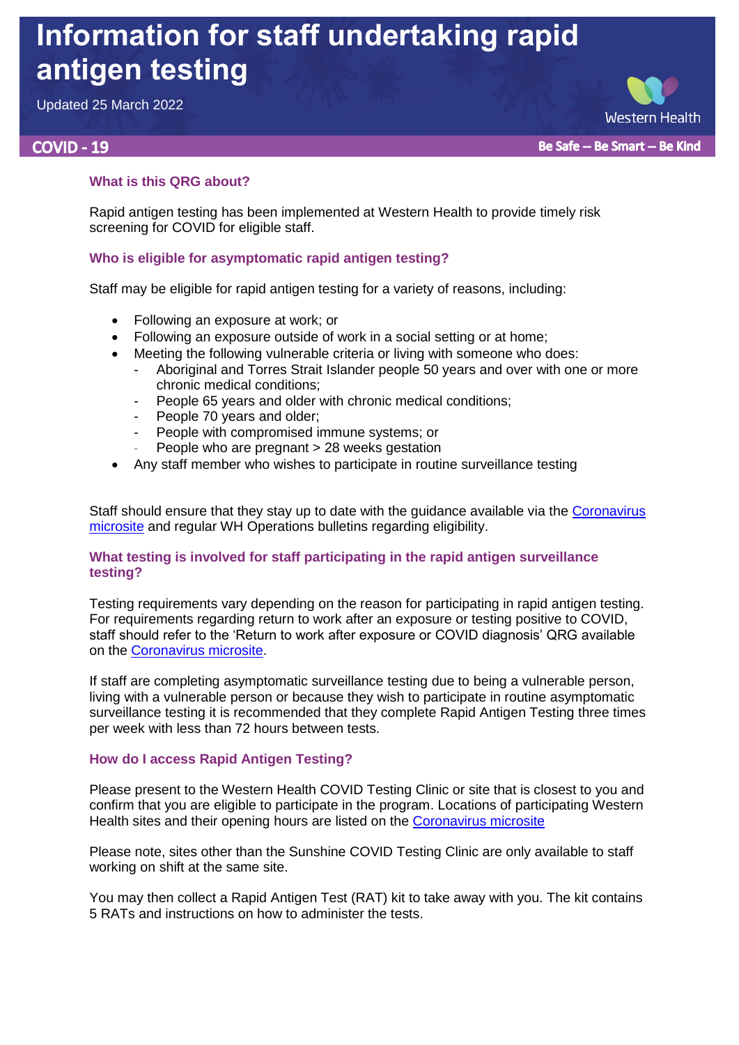# Information for staff undertaking rapid antigen testing

Updated 25 March 2022

Western Health

**COVID - 19** **Be Safe – Be Smart – Be Kind**

### What is this QRG about?

Rapid antigen testing has been implemented at Western Health to provide timely risk screening for COVID for eligible staff.

### Who is eligible for asymptomatic rapid antigen testing?

Staff may be eligible for rapid antigen testing for a variety of reasons, including:

- Following an exposure at work; or
- Following an exposure outside of work in a social setting or at home;
- Meeting the following vulnerable criteria or living with someone who does:
  - Aboriginal and Torres Strait Islander people 50 years and over with one or more chronic medical conditions;
  - People 65 years and older with chronic medical conditions;
  - People 70 years and older;
  - People with compromised immune systems; or
  - People who are pregnant > 28 weeks gestation
- Any staff member who wishes to participate in routine surveillance testing

Staff should ensure that they stay up to date with the guidance available via the Coronavirus microsite and regular WH Operations bulletins regarding eligibility.

### What testing is involved for staff participating in the rapid antigen surveillance testing?

Testing requirements vary depending on the reason for participating in rapid antigen testing. For requirements regarding return to work after an exposure or testing positive to COVID, staff should refer to the 'Return to work after exposure or COVID diagnosis' QRG available on the Coronavirus microsite.

If staff are completing asymptomatic surveillance testing due to being a vulnerable person, living with a vulnerable person or because they wish to participate in routine asymptomatic surveillance testing it is recommended that they complete Rapid Antigen Testing three times per week with less than 72 hours between tests.

### How do I access Rapid Antigen Testing?

Please present to the Western Health COVID Testing Clinic or site that is closest to you and confirm that you are eligible to participate in the program. Locations of participating Western Health sites and their opening hours are listed on the Coronavirus microsite

Please note, sites other than the Sunshine COVID Testing Clinic are only available to staff working on shift at the same site.

You may then collect a Rapid Antigen Test (RAT) kit to take away with you. The kit contains 5 RATs and instructions on how to administer the tests.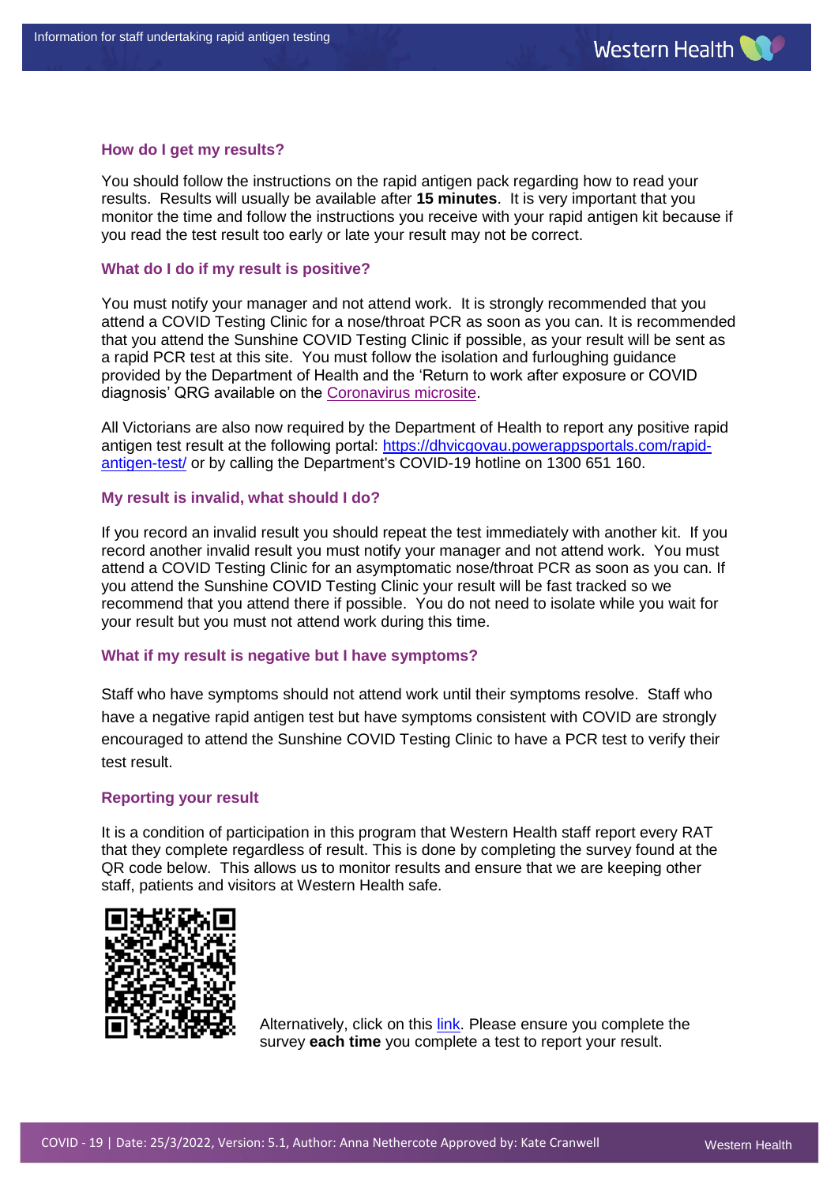### How do I get my results?

You should follow the instructions on the rapid antigen pack regarding how to read your results. Results will usually be available after **15 minutes**. It is very important that you monitor the time and follow the instructions you receive with your rapid antigen kit because if you read the test result too early or late your result may not be correct.

### What do I do if my result is positive?

You must notify your manager and not attend work. It is strongly recommended that you attend a COVID Testing Clinic for a nose/throat PCR as soon as you can. It is recommended that you attend the Sunshine COVID Testing Clinic if possible, as your result will be sent as a rapid PCR test at this site. You must follow the isolation and furloughing guidance provided by the Department of Health and the 'Return to work after exposure or COVID diagnosis' QRG available on the [Coronavirus microsite](#).

All Victorians are also now required by the Department of Health to report any positive rapid antigen test result at the following portal: [https://dhvicgovau.powerappsportals.com/rapid-antigen-test/](https://dhvicgovau.powerappsportals.com/rapid-antigen-test/) or by calling the Department's COVID-19 hotline on 1300 651 160.

### My result is invalid, what should I do?

If you record an invalid result you should repeat the test immediately with another kit. If you record another invalid result you must notify your manager and not attend work. You must attend a COVID Testing Clinic for an asymptomatic nose/throat PCR as soon as you can. If you attend the Sunshine COVID Testing Clinic your result will be fast tracked so we recommend that you attend there if possible. You do not need to isolate while you wait for your result but you must not attend work during this time.

### What if my result is negative but I have symptoms?

Staff who have symptoms should not attend work until their symptoms resolve. Staff who have a negative rapid antigen test but have symptoms consistent with COVID are strongly encouraged to attend the Sunshine COVID Testing Clinic to have a PCR test to verify their test result.

### Reporting your result

It is a condition of participation in this program that Western Health staff report every RAT that they complete regardless of result. This is done by completing the survey found at the QR code below. This allows us to monitor results and ensure that we are keeping other staff, patients and visitors at Western Health safe.

Alternatively, click on this [link](#). Please ensure you complete the survey **each time** you complete a test to report your result.